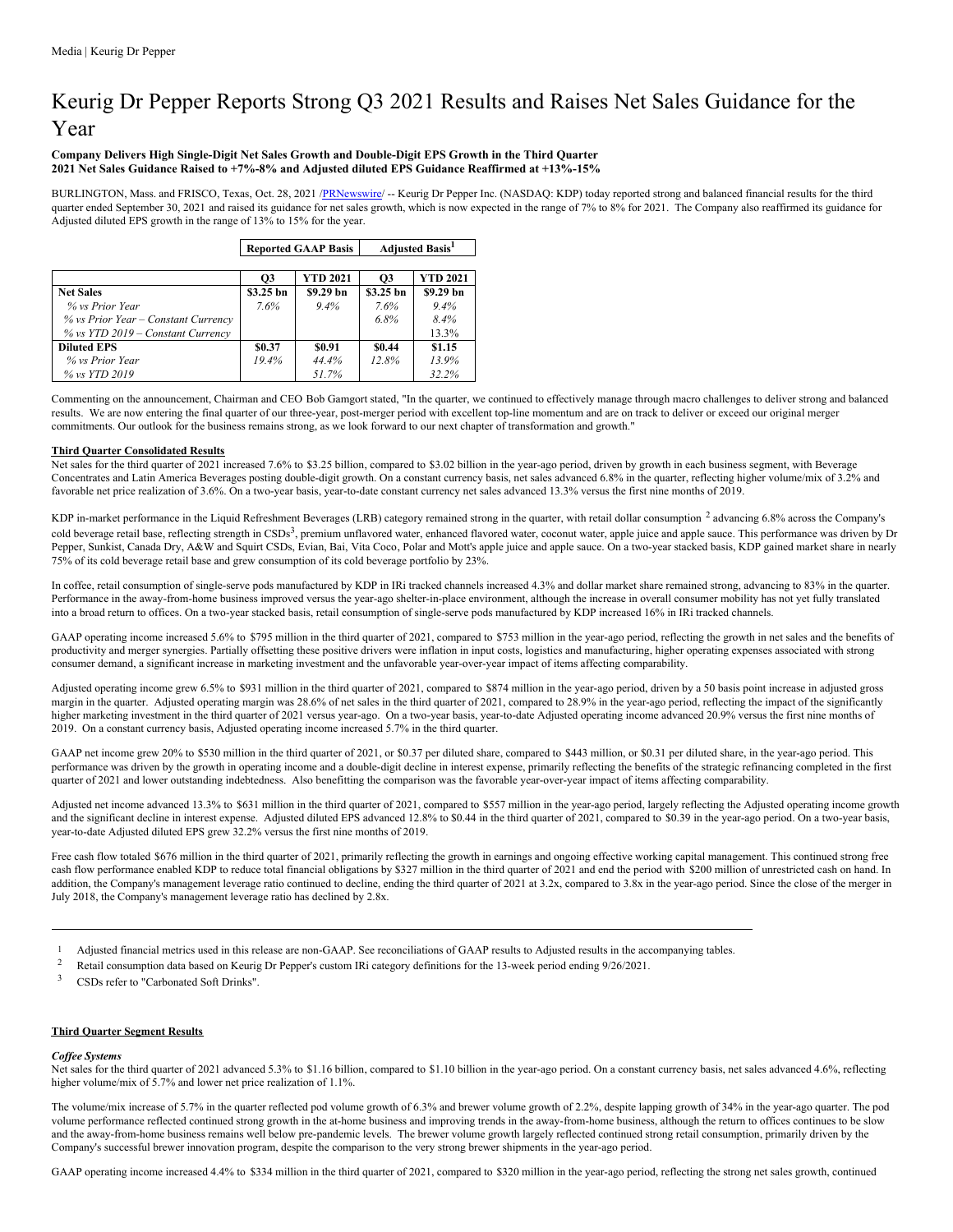Media | Keurig Dr Pepper

# Keurig Dr Pepper Reports Strong Q3 2021 Results and Raises Net Sales Guidance for the Year

**Company Delivers High Single-Digit Net Sales Growth and Double-Digit EPS Growth in the Third Quarter**
**2021 Net Sales Guidance Raised to +7%-8% and Adjusted diluted EPS Guidance Reaffirmed at +13%-15%**

BURLINGTON, Mass. and FRISCO, Texas, Oct. 28, 2021 /PRNewswire/ -- Keurig Dr Pepper Inc. (NASDAQ: KDP) today reported strong and balanced financial results for the third quarter ended September 30, 2021 and raised its guidance for net sales growth, which is now expected in the range of 7% to 8% for 2021. The Company also reaffirmed its guidance for Adjusted diluted EPS growth in the range of 13% to 15% for the year.

| | Reported GAAP Basis | | Adjusted Basis[1] | |
|---|---|---|---|---|
| | **Q3** | **YTD 2021** | **Q3** | **YTD 2021** |
| **Net Sales** | **\$3.25 bn** | **\$9.29 bn** | **\$3.25 bn** | **\$9.29 bn** |
| *% vs Prior Year* | *7.6%* | *9.4%* | *7.6%* | *9.4%* |
| *% vs Prior Year – Constant Currency* | | | *6.8%* | *8.4%* |
| *% vs YTD 2019 – Constant Currency* | | | | *13.3%* |
| **Diluted EPS** | **\$0.37** | **\$0.91** | **\$0.44** | **\$1.15** |
| *% vs Prior Year* | *19.4%* | *44.4%* | *12.8%* | *13.9%* |
| *% vs YTD 2019* | | *51.7%* | | *32.2%* |

Commenting on the announcement, Chairman and CEO Bob Gamgort stated, "In the quarter, we continued to effectively manage through macro challenges to deliver strong and balanced results. We are now entering the final quarter of our three-year, post-merger period with excellent top-line momentum and are on track to deliver or exceed our original merger commitments. Our outlook for the business remains strong, as we look forward to our next chapter of transformation and growth."

**Third Quarter Consolidated Results**

Net sales for the third quarter of 2021 increased 7.6% to \$3.25 billion, compared to \$3.02 billion in the year-ago period, driven by growth in each business segment, with Beverage Concentrates and Latin America Beverages posting double-digit growth. On a constant currency basis, net sales advanced 6.8% in the quarter, reflecting higher volume/mix of 3.2% and favorable net price realization of 3.6%. On a two-year basis, year-to-date constant currency net sales advanced 13.3% versus the first nine months of 2019.

KDP in-market performance in the Liquid Refreshment Beverages (LRB) category remained strong in the quarter, with retail dollar consumption [2] advancing 6.8% across the Company's cold beverage retail base, reflecting strength in CSDs[3], premium unflavored water, enhanced flavored water, coconut water, apple juice and apple sauce. This performance was driven by Dr Pepper, Sunkist, Canada Dry, A&W and Squirt CSDs, Evian, Bai, Vita Coco, Polar and Mott's apple juice and apple sauce. On a two-year stacked basis, KDP gained market share in nearly 75% of its cold beverage retail base and grew consumption of its cold beverage portfolio by 23%.

In coffee, retail consumption of single-serve pods manufactured by KDP in IRi tracked channels increased 4.3% and dollar market share remained strong, advancing to 83% in the quarter. Performance in the away-from-home business improved versus the year-ago shelter-in-place environment, although the increase in overall consumer mobility has not yet fully translated into a broad return to offices. On a two-year stacked basis, retail consumption of single-serve pods manufactured by KDP increased 16% in IRi tracked channels.

GAAP operating income increased 5.6% to \$795 million in the third quarter of 2021, compared to \$753 million in the year-ago period, reflecting the growth in net sales and the benefits of productivity and merger synergies. Partially offsetting these positive drivers were inflation in input costs, logistics and manufacturing, higher operating expenses associated with strong consumer demand, a significant increase in marketing investment and the unfavorable year-over-year impact of items affecting comparability.

Adjusted operating income grew 6.5% to \$931 million in the third quarter of 2021, compared to \$874 million in the year-ago period, driven by a 50 basis point increase in adjusted gross margin in the quarter. Adjusted operating margin was 28.6% of net sales in the third quarter of 2021, compared to 28.9% in the year-ago period, reflecting the impact of the significantly higher marketing investment in the third quarter of 2021 versus year-ago. On a two-year basis, year-to-date Adjusted operating income advanced 20.9% versus the first nine months of 2019. On a constant currency basis, Adjusted operating income increased 5.7% in the third quarter.

GAAP net income grew 20% to \$530 million in the third quarter of 2021, or \$0.37 per diluted share, compared to \$443 million, or \$0.31 per diluted share, in the year-ago period. This performance was driven by the growth in operating income and a double-digit decline in interest expense, primarily reflecting the benefits of the strategic refinancing completed in the first quarter of 2021 and lower outstanding indebtedness. Also benefitting the comparison was the favorable year-over-year impact of items affecting comparability.

Adjusted net income advanced 13.3% to \$631 million in the third quarter of 2021, compared to \$557 million in the year-ago period, largely reflecting the Adjusted operating income growth and the significant decline in interest expense. Adjusted diluted EPS advanced 12.8% to \$0.44 in the third quarter of 2021, compared to \$0.39 in the year-ago period. On a two-year basis, year-to-date Adjusted diluted EPS grew 32.2% versus the first nine months of 2019.

Free cash flow totaled \$676 million in the third quarter of 2021, primarily reflecting the growth in earnings and ongoing effective working capital management. This continued strong free cash flow performance enabled KDP to reduce total financial obligations by \$327 million in the third quarter of 2021 and end the period with \$200 million of unrestricted cash on hand. In addition, the Company's management leverage ratio continued to decline, ending the third quarter of 2021 at 3.2x, compared to 3.8x in the year-ago period. Since the close of the merger in July 2018, the Company's management leverage ratio has declined by 2.8x.

---

1. Adjusted financial metrics used in this release are non-GAAP. See reconciliations of GAAP results to Adjusted results in the accompanying tables.
2. Retail consumption data based on Keurig Dr Pepper's custom IRi category definitions for the 13-week period ending 9/26/2021.
3. CSDs refer to "Carbonated Soft Drinks".

**Third Quarter Segment Results**

***Coffee Systems***

Net sales for the third quarter of 2021 advanced 5.3% to \$1.16 billion, compared to \$1.10 billion in the year-ago period. On a constant currency basis, net sales advanced 4.6%, reflecting higher volume/mix of 5.7% and lower net price realization of 1.1%.

The volume/mix increase of 5.7% in the quarter reflected pod volume growth of 6.3% and brewer volume growth of 2.2%, despite lapping growth of 34% in the year-ago quarter. The pod volume performance reflected continued strong growth in the at-home business and improving trends in the away-from-home business, although the return to offices continues to be slow and the away-from-home business remains well below pre-pandemic levels. The brewer volume growth largely reflected continued strong retail consumption, primarily driven by the Company's successful brewer innovation program, despite the comparison to the very strong brewer shipments in the year-ago period.

GAAP operating income increased 4.4% to \$334 million in the third quarter of 2021, compared to \$320 million in the year-ago period, reflecting the strong net sales growth, continued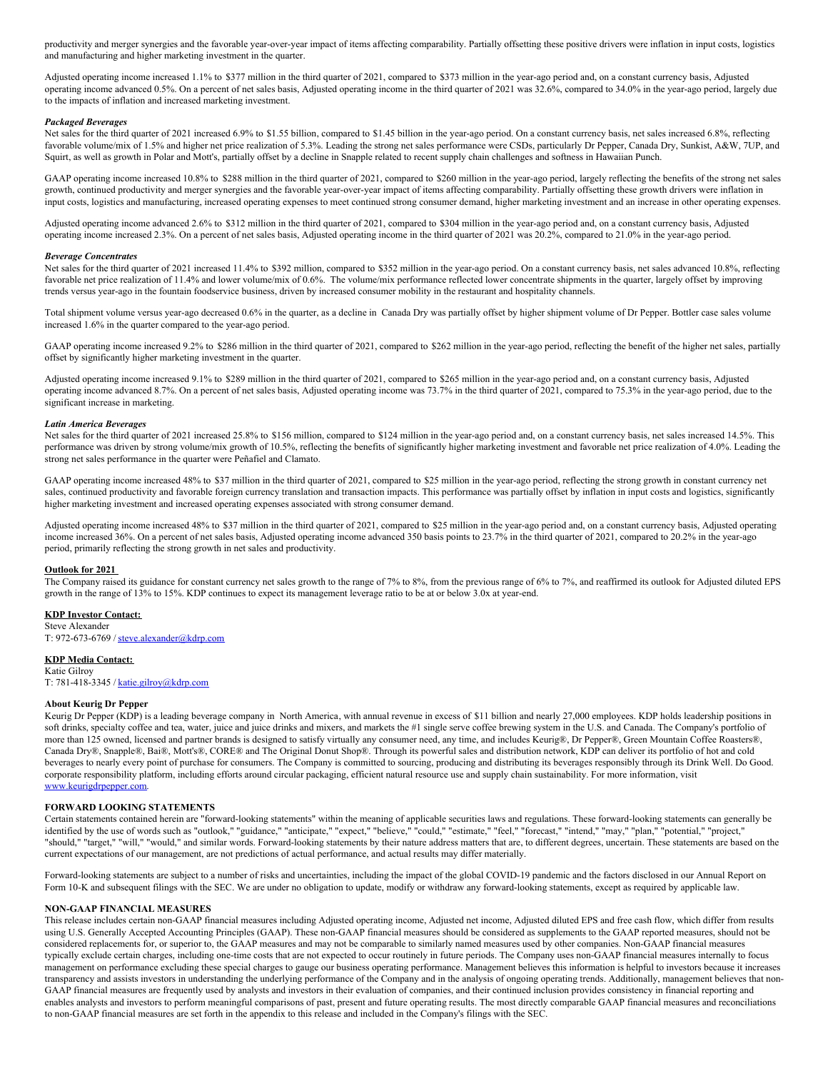productivity and merger synergies and the favorable year-over-year impact of items affecting comparability. Partially offsetting these positive drivers were inflation in input costs, logistics and manufacturing and higher marketing investment in the quarter.

Adjusted operating income increased 1.1% to $377 million in the third quarter of 2021, compared to $373 million in the year-ago period and, on a constant currency basis, Adjusted operating income advanced 0.5%. On a percent of net sales basis, Adjusted operating income in the third quarter of 2021 was 32.6%, compared to 34.0% in the year-ago period, largely due to the impacts of inflation and increased marketing investment.

***Packaged Beverages***

Net sales for the third quarter of 2021 increased 6.9% to $1.55 billion, compared to $1.45 billion in the year-ago period. On a constant currency basis, net sales increased 6.8%, reflecting favorable volume/mix of 1.5% and higher net price realization of 5.3%. Leading the strong net sales performance were CSDs, particularly Dr Pepper, Canada Dry, Sunkist, A&W, 7UP, and Squirt, as well as growth in Polar and Mott's, partially offset by a decline in Snapple related to recent supply chain challenges and softness in Hawaiian Punch.

GAAP operating income increased 10.8% to $288 million in the third quarter of 2021, compared to $260 million in the year-ago period, largely reflecting the benefits of the strong net sales growth, continued productivity and merger synergies and the favorable year-over-year impact of items affecting comparability. Partially offsetting these growth drivers were inflation in input costs, logistics and manufacturing, increased operating expenses to meet continued strong consumer demand, higher marketing investment and an increase in other operating expenses.

Adjusted operating income advanced 2.6% to $312 million in the third quarter of 2021, compared to $304 million in the year-ago period and, on a constant currency basis, Adjusted operating income increased 2.3%. On a percent of net sales basis, Adjusted operating income in the third quarter of 2021 was 20.2%, compared to 21.0% in the year-ago period.

***Beverage Concentrates***

Net sales for the third quarter of 2021 increased 11.4% to $392 million, compared to $352 million in the year-ago period. On a constant currency basis, net sales advanced 10.8%, reflecting favorable net price realization of 11.4% and lower volume/mix of 0.6%. The volume/mix performance reflected lower concentrate shipments in the quarter, largely offset by improving trends versus year-ago in the fountain foodservice business, driven by increased consumer mobility in the restaurant and hospitality channels.

Total shipment volume versus year-ago decreased 0.6% in the quarter, as a decline in Canada Dry was partially offset by higher shipment volume of Dr Pepper. Bottler case sales volume increased 1.6% in the quarter compared to the year-ago period.

GAAP operating income increased 9.2% to $286 million in the third quarter of 2021, compared to $262 million in the year-ago period, reflecting the benefit of the higher net sales, partially offset by significantly higher marketing investment in the quarter.

Adjusted operating income increased 9.1% to $289 million in the third quarter of 2021, compared to $265 million in the year-ago period and, on a constant currency basis, Adjusted operating income advanced 8.7%. On a percent of net sales basis, Adjusted operating income was 73.7% in the third quarter of 2021, compared to 75.3% in the year-ago period, due to the significant increase in marketing.

***Latin America Beverages***

Net sales for the third quarter of 2021 increased 25.8% to $156 million, compared to $124 million in the year-ago period and, on a constant currency basis, net sales increased 14.5%. This performance was driven by strong volume/mix growth of 10.5%, reflecting the benefits of significantly higher marketing investment and favorable net price realization of 4.0%. Leading the strong net sales performance in the quarter were Peñafiel and Clamato.

GAAP operating income increased 48% to $37 million in the third quarter of 2021, compared to $25 million in the year-ago period, reflecting the strong growth in constant currency net sales, continued productivity and favorable foreign currency translation and transaction impacts. This performance was partially offset by inflation in input costs and logistics, significantly higher marketing investment and increased operating expenses associated with strong consumer demand.

Adjusted operating income increased 48% to $37 million in the third quarter of 2021, compared to $25 million in the year-ago period and, on a constant currency basis, Adjusted operating income increased 36%. On a percent of net sales basis, Adjusted operating income advanced 350 basis points to 23.7% in the third quarter of 2021, compared to 20.2% in the year-ago period, primarily reflecting the strong growth in net sales and productivity.

**Outlook for 2021**

The Company raised its guidance for constant currency net sales growth to the range of 7% to 8%, from the previous range of 6% to 7%, and reaffirmed its outlook for Adjusted diluted EPS growth in the range of 13% to 15%. KDP continues to expect its management leverage ratio to be at or below 3.0x at year-end.

**KDP Investor Contact:**

Steve Alexander
T: 972-673-6769 / steve.alexander@kdrp.com

**KDP Media Contact:**

Katie Gilroy
T: 781-418-3345 / katie.gilroy@kdrp.com

**About Keurig Dr Pepper**

Keurig Dr Pepper (KDP) is a leading beverage company in North America, with annual revenue in excess of $11 billion and nearly 27,000 employees. KDP holds leadership positions in soft drinks, specialty coffee and tea, water, juice and juice drinks and mixers, and markets the #1 single serve coffee brewing system in the U.S. and Canada. The Company's portfolio of more than 125 owned, licensed and partner brands is designed to satisfy virtually any consumer need, any time, and includes Keurig®, Dr Pepper®, Green Mountain Coffee Roasters®, Canada Dry®, Snapple®, Bai®, Mott's®, CORE® and The Original Donut Shop®. Through its powerful sales and distribution network, KDP can deliver its portfolio of hot and cold beverages to nearly every point of purchase for consumers. The Company is committed to sourcing, producing and distributing its beverages responsibly through its Drink Well. Do Good. corporate responsibility platform, including efforts around circular packaging, efficient natural resource use and supply chain sustainability. For more information, visit www.keurigdrpepper.com.

**FORWARD LOOKING STATEMENTS**

Certain statements contained herein are "forward-looking statements" within the meaning of applicable securities laws and regulations. These forward-looking statements can generally be identified by the use of words such as "outlook," "guidance," "anticipate," "expect," "believe," "could," "estimate," "feel," "forecast," "intend," "may," "plan," "potential," "project," "should," "target," "will," "would," and similar words. Forward-looking statements by their nature address matters that are, to different degrees, uncertain. These statements are based on the current expectations of our management, are not predictions of actual performance, and actual results may differ materially.

Forward-looking statements are subject to a number of risks and uncertainties, including the impact of the global COVID-19 pandemic and the factors disclosed in our Annual Report on Form 10-K and subsequent filings with the SEC. We are under no obligation to update, modify or withdraw any forward-looking statements, except as required by applicable law.

**NON-GAAP FINANCIAL MEASURES**

This release includes certain non-GAAP financial measures including Adjusted operating income, Adjusted net income, Adjusted diluted EPS and free cash flow, which differ from results using U.S. Generally Accepted Accounting Principles (GAAP). These non-GAAP financial measures should be considered as supplements to the GAAP reported measures, should not be considered replacements for, or superior to, the GAAP measures and may not be comparable to similarly named measures used by other companies. Non-GAAP financial measures typically exclude certain charges, including one-time costs that are not expected to occur routinely in future periods. The Company uses non-GAAP financial measures internally to focus management on performance excluding these special charges to gauge our business operating performance. Management believes this information is helpful to investors because it increases transparency and assists investors in understanding the underlying performance of the Company and in the analysis of ongoing operating trends. Additionally, management believes that non-GAAP financial measures are frequently used by analysts and investors in their evaluation of companies, and their continued inclusion provides consistency in financial reporting and enables analysts and investors to perform meaningful comparisons of past, present and future operating results. The most directly comparable GAAP financial measures and reconciliations to non-GAAP financial measures are set forth in the appendix to this release and included in the Company's filings with the SEC.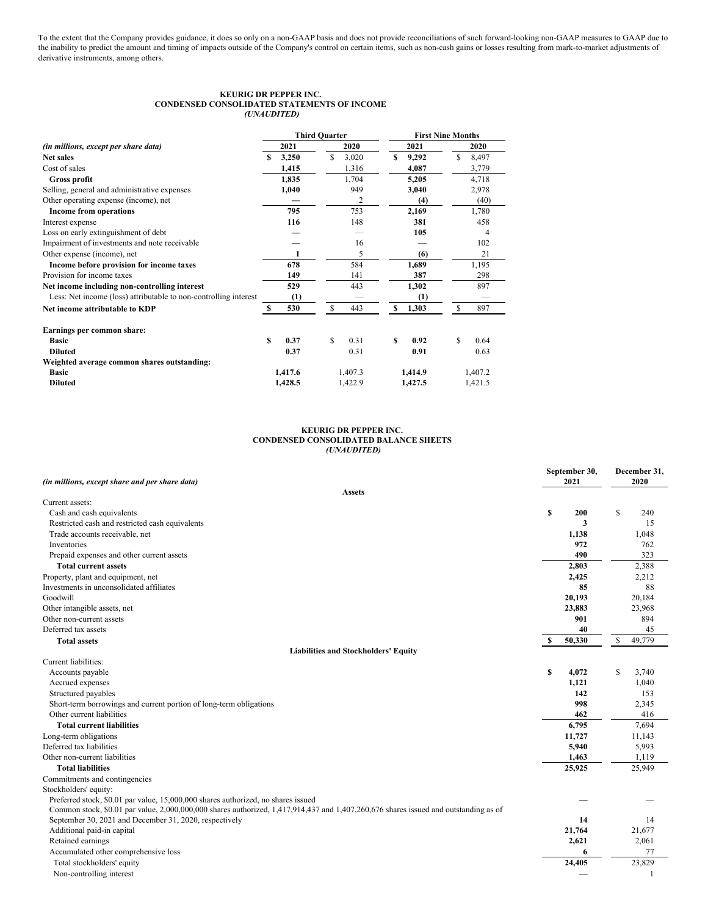To the extent that the Company provides guidance, it does so only on a non-GAAP basis and does not provide reconciliations of such forward-looking non-GAAP measures to GAAP due to the inability to predict the amount and timing of impacts outside of the Company's control on certain items, such as non-cash gains or losses resulting from mark-to-market adjustments of derivative instruments, among others.

**KEURIG DR PEPPER INC.**
**CONDENSED CONSOLIDATED STATEMENTS OF INCOME**
***(UNAUDITED)***

| *(in millions, except per share data)* | Third Quarter 2021 | Third Quarter 2020 | First Nine Months 2021 | First Nine Months 2020 |
|---|---|---|---|---|
| **Net sales** | **$ 3,250** | $ 3,020 | **$ 9,292** | $ 8,497 |
| Cost of sales | **1,415** | 1,316 | **4,087** | 3,779 |
| **Gross profit** | **1,835** | 1,704 | **5,205** | 4,718 |
| Selling, general and administrative expenses | **1,040** | 949 | **3,040** | 2,978 |
| Other operating expense (income), net | **—** | 2 | **(4)** | (40) |
| **Income from operations** | **795** | 753 | **2,169** | 1,780 |
| Interest expense | **116** | 148 | **381** | 458 |
| Loss on early extinguishment of debt | **—** | — | **105** | 4 |
| Impairment of investments and note receivable | **—** | 16 | **—** | 102 |
| Other expense (income), net | **1** | 5 | **(6)** | 21 |
| **Income before provision for income taxes** | **678** | 584 | **1,689** | 1,195 |
| Provision for income taxes | **149** | 141 | **387** | 298 |
| **Net income including non-controlling interest** | **529** | 443 | **1,302** | 897 |
| Less: Net income (loss) attributable to non-controlling interest | **(1)** | — | **(1)** | — |
| **Net income attributable to KDP** | **$ 530** | $ 443 | **$ 1,303** | $ 897 |
| | | | | |
| **Earnings per common share:** | | | | |
| **Basic** | **$ 0.37** | $ 0.31 | **$ 0.92** | $ 0.64 |
| **Diluted** | **0.37** | 0.31 | **0.91** | 0.63 |
| **Weighted average common shares outstanding:** | | | | |
| **Basic** | **1,417.6** | 1,407.3 | **1,414.9** | 1,407.2 |
| **Diluted** | **1,428.5** | 1,422.9 | **1,427.5** | 1,421.5 |

**KEURIG DR PEPPER INC.**
**CONDENSED CONSOLIDATED BALANCE SHEETS**
***(UNAUDITED)***

| *(in millions, except share and per share data)* | September 30, 2021 | December 31, 2020 |
|---|---|---|
| **Assets** | | |
| Current assets: | | |
| Cash and cash equivalents | **$ 200** | $ 240 |
| Restricted cash and restricted cash equivalents | **3** | 15 |
| Trade accounts receivable, net | **1,138** | 1,048 |
| Inventories | **972** | 762 |
| Prepaid expenses and other current assets | **490** | 323 |
| **Total current assets** | **2,803** | 2,388 |
| Property, plant and equipment, net | **2,425** | 2,212 |
| Investments in unconsolidated affiliates | **85** | 88 |
| Goodwill | **20,193** | 20,184 |
| Other intangible assets, net | **23,883** | 23,968 |
| Other non-current assets | **901** | 894 |
| Deferred tax assets | **40** | 45 |
| **Total assets** | **$ 50,330** | $ 49,779 |
| **Liabilities and Stockholders' Equity** | | |
| Current liabilities: | | |
| Accounts payable | **$ 4,072** | $ 3,740 |
| Accrued expenses | **1,121** | 1,040 |
| Structured payables | **142** | 153 |
| Short-term borrowings and current portion of long-term obligations | **998** | 2,345 |
| Other current liabilities | **462** | 416 |
| **Total current liabilities** | **6,795** | 7,694 |
| Long-term obligations | **11,727** | 11,143 |
| Deferred tax liabilities | **5,940** | 5,993 |
| Other non-current liabilities | **1,463** | 1,119 |
| **Total liabilities** | **25,925** | 25,949 |
| Commitments and contingencies | | |
| Stockholders' equity: | | |
| Preferred stock, $0.01 par value, 15,000,000 shares authorized, no shares issued | **—** | — |
| Common stock, $0.01 par value, 2,000,000,000 shares authorized, 1,417,914,437 and 1,407,260,676 shares issued and outstanding as of September 30, 2021 and December 31, 2020, respectively | **14** | 14 |
| Additional paid-in capital | **21,764** | 21,677 |
| Retained earnings | **2,621** | 2,061 |
| Accumulated other comprehensive loss | **6** | 77 |
| Total stockholders' equity | **24,405** | 23,829 |
| Non-controlling interest | **—** | 1 |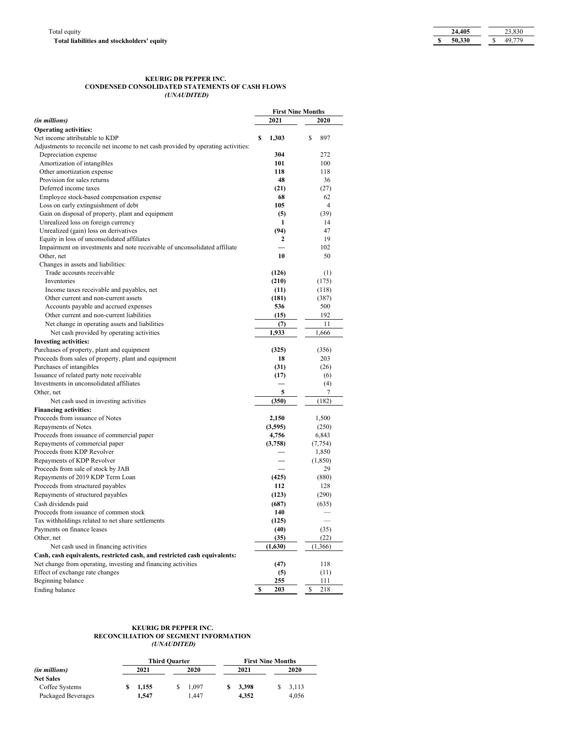| | | |
|---|---|---|
| Total equity | **24,405** | 23,830 |
| **Total liabilities and stockholders' equity** | **$ 50,330** | $ 49,779 |

**KEURIG DR PEPPER INC.**
**CONDENSED CONSOLIDATED STATEMENTS OF CASH FLOWS**
*(UNAUDITED)*

| | First Nine Months | |
|---|---|---|
| *(in millions)* | 2021 | 2020 |
| **Operating activities:** | | |
| Net income attributable to KDP | **$ 1,303** | $ 897 |
| Adjustments to reconcile net income to net cash provided by operating activities: | | |
| Depreciation expense | **304** | 272 |
| Amortization of intangibles | **101** | 100 |
| Other amortization expense | **118** | 118 |
| Provision for sales returns | **48** | 36 |
| Deferred income taxes | **(21)** | (27) |
| Employee stock-based compensation expense | **68** | 62 |
| Loss on early extinguishment of debt | **105** | 4 |
| Gain on disposal of property, plant and equipment | **(5)** | (39) |
| Unrealized loss on foreign currency | **1** | 14 |
| Unrealized (gain) loss on derivatives | **(94)** | 47 |
| Equity in loss of unconsolidated affiliates | **2** | 19 |
| Impairment on investments and note receivable of unconsolidated affiliate | **—** | 102 |
| Other, net | **10** | 50 |
| Changes in assets and liabilities: | | |
| Trade accounts receivable | **(126)** | (1) |
| Inventories | **(210)** | (175) |
| Income taxes receivable and payables, net | **(11)** | (118) |
| Other current and non-current assets | **(181)** | (387) |
| Accounts payable and accrued expenses | **536** | 500 |
| Other current and non-current liabilities | **(15)** | 192 |
| Net change in operating assets and liabilities | **(7)** | 11 |
| Net cash provided by operating activities | **1,933** | 1,666 |
| **Investing activities:** | | |
| Purchases of property, plant and equipment | **(325)** | (356) |
| Proceeds from sales of property, plant and equipment | **18** | 203 |
| Purchases of intangibles | **(31)** | (26) |
| Issuance of related party note receivable | **(17)** | (6) |
| Investments in unconsolidated affiliates | **—** | (4) |
| Other, net | **5** | 7 |
| Net cash used in investing activities | **(350)** | (182) |
| **Financing activities:** | | |
| Proceeds from issuance of Notes | **2,150** | 1,500 |
| Repayments of Notes | **(3,595)** | (250) |
| Proceeds from issuance of commercial paper | **4,756** | 6,843 |
| Repayments of commercial paper | **(3,758)** | (7,754) |
| Proceeds from KDP Revolver | **—** | 1,850 |
| Repayments of KDP Revolver | **—** | (1,850) |
| Proceeds from sale of stock by JAB | **—** | 29 |
| Repayments of 2019 KDP Term Loan | **(425)** | (880) |
| Proceeds from structured payables | **112** | 128 |
| Repayments of structured payables | **(123)** | (290) |
| Cash dividends paid | **(687)** | (635) |
| Proceeds from issuance of common stock | **140** | — |
| Tax withholdings related to net share settlements | **(125)** | — |
| Payments on finance leases | **(40)** | (35) |
| Other, net | **(35)** | (22) |
| Net cash used in financing activities | **(1,630)** | (1,366) |
| **Cash, cash equivalents, restricted cash, and restricted cash equivalents:** | | |
| Net change from operating, investing and financing activities | **(47)** | 118 |
| Effect of exchange rate changes | **(5)** | (11) |
| Beginning balance | **255** | 111 |
| Ending balance | **$ 203** | $ 218 |

**KEURIG DR PEPPER INC.**
**RECONCILIATION OF SEGMENT INFORMATION**
*(UNAUDITED)*

| | Third Quarter | | First Nine Months | |
|---|---|---|---|---|
| *(in millions)* | 2021 | 2020 | 2021 | 2020 |
| **Net Sales** | | | | |
| Coffee Systems | **$ 1,155** | $ 1,097 | **$ 3,398** | $ 3,113 |
| Packaged Beverages | **1,547** | 1,447 | **4,352** | 4,056 |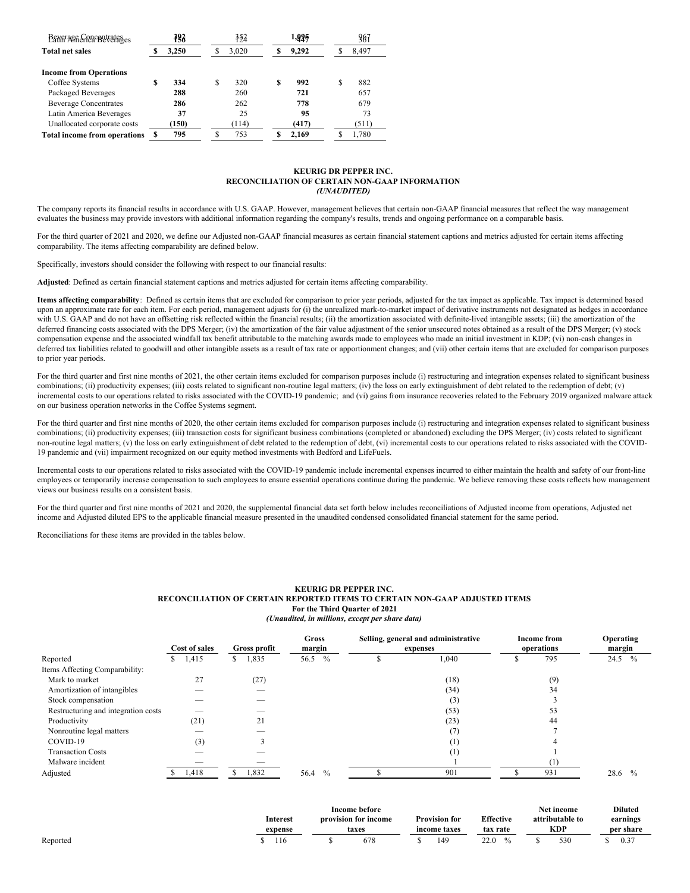| | | | | |
|---|---|---|---|---|
| Beverage Concentrates | 392 | 352 | 1,095 | 967 |
| Latin America Beverages | 156 | 124 | 447 | 361 |
| **Total net sales** | **$ 3,250** | $ 3,020 | **$ 9,292** | $ 8,497 |
| | | | | |
| **Income from Operations** | | | | |
| Coffee Systems | **$ 334** | $ 320 | **$ 992** | $ 882 |
| Packaged Beverages | **288** | 260 | **721** | 657 |
| Beverage Concentrates | **286** | 262 | **778** | 679 |
| Latin America Beverages | **37** | 25 | **95** | 73 |
| Unallocated corporate costs | **(150)** | (114) | **(417)** | (511) |
| **Total income from operations** | **$ 795** | $ 753 | **$ 2,169** | $ 1,780 |

**KEURIG DR PEPPER INC.**
**RECONCILIATION OF CERTAIN NON-GAAP INFORMATION**
***(UNAUDITED)***

The company reports its financial results in accordance with U.S. GAAP. However, management believes that certain non-GAAP financial measures that reflect the way management evaluates the business may provide investors with additional information regarding the company's results, trends and ongoing performance on a comparable basis.

For the third quarter of 2021 and 2020, we define our Adjusted non-GAAP financial measures as certain financial statement captions and metrics adjusted for certain items affecting comparability. The items affecting comparability are defined below.

Specifically, investors should consider the following with respect to our financial results:

**Adjusted**: Defined as certain financial statement captions and metrics adjusted for certain items affecting comparability.

**Items affecting comparability**: Defined as certain items that are excluded for comparison to prior year periods, adjusted for the tax impact as applicable. Tax impact is determined based upon an approximate rate for each item. For each period, management adjusts for (i) the unrealized mark-to-market impact of derivative instruments not designated as hedges in accordance with U.S. GAAP and do not have an offsetting risk reflected within the financial results; (ii) the amortization associated with definite-lived intangible assets; (iii) the amortization of the deferred financing costs associated with the DPS Merger; (iv) the amortization of the fair value adjustment of the senior unsecured notes obtained as a result of the DPS Merger; (v) stock compensation expense and the associated windfall tax benefit attributable to the matching awards made to employees who made an initial investment in KDP; (vi) non-cash changes in deferred tax liabilities related to goodwill and other intangible assets as a result of tax rate or apportionment changes; and (vii) other certain items that are excluded for comparison purposes to prior year periods.

For the third quarter and first nine months of 2021, the other certain items excluded for comparison purposes include (i) restructuring and integration expenses related to significant business combinations; (ii) productivity expenses; (iii) costs related to significant non-routine legal matters; (iv) the loss on early extinguishment of debt related to the redemption of debt; (v) incremental costs to our operations related to risks associated with the COVID-19 pandemic; and (vi) gains from insurance recoveries related to the February 2019 organized malware attack on our business operation networks in the Coffee Systems segment.

For the third quarter and first nine months of 2020, the other certain items excluded for comparison purposes include (i) restructuring and integration expenses related to significant business combinations; (ii) productivity expenses; (iii) transaction costs for significant business combinations (completed or abandoned) excluding the DPS Merger; (iv) costs related to significant non-routine legal matters; (v) the loss on early extinguishment of debt related to the redemption of debt, (vi) incremental costs to our operations related to risks associated with the COVID-19 pandemic and (vii) impairment recognized on our equity method investments with Bedford and LifeFuels.

Incremental costs to our operations related to risks associated with the COVID-19 pandemic include incremental expenses incurred to either maintain the health and safety of our front-line employees or temporarily increase compensation to such employees to ensure essential operations continue during the pandemic. We believe removing these costs reflects how management views our business results on a consistent basis.

For the third quarter and first nine months of 2021 and 2020, the supplemental financial data set forth below includes reconciliations of Adjusted income from operations, Adjusted net income and Adjusted diluted EPS to the applicable financial measure presented in the unaudited condensed consolidated financial statement for the same period.

Reconciliations for these items are provided in the tables below.

**KEURIG DR PEPPER INC.**
**RECONCILIATION OF CERTAIN REPORTED ITEMS TO CERTAIN NON-GAAP ADJUSTED ITEMS**
**For the Third Quarter of 2021**
***(Unaudited, in millions, except per share data)***

| | Cost of sales | Gross profit | Gross margin | Selling, general and administrative expenses | Income from operations | Operating margin |
|---|---|---|---|---|---|---|
| Reported | $ 1,415 | $ 1,835 | 56.5 % | $ 1,040 | $ 795 | 24.5 % |
| Items Affecting Comparability: | | | | | | |
| Mark to market | 27 | (27) | | (18) | (9) | |
| Amortization of intangibles | — | — | | (34) | 34 | |
| Stock compensation | — | — | | (3) | 3 | |
| Restructuring and integration costs | — | — | | (53) | 53 | |
| Productivity | (21) | 21 | | (23) | 44 | |
| Nonroutine legal matters | — | — | | (7) | 7 | |
| COVID-19 | (3) | 3 | | (1) | 4 | |
| Transaction Costs | — | — | | (1) | 1 | |
| Malware incident | — | — | | 1 | (1) | |
| Adjusted | $ 1,418 | $ 1,832 | 56.4 % | $ 901 | $ 931 | 28.6 % |

| | Interest expense | Income before provision for income taxes | Provision for income taxes | Effective tax rate | Net income attributable to KDP | Diluted earnings per share |
|---|---|---|---|---|---|---|
| Reported | $ 116 | $ 678 | $ 149 | 22.0 % | $ 530 | $ 0.37 |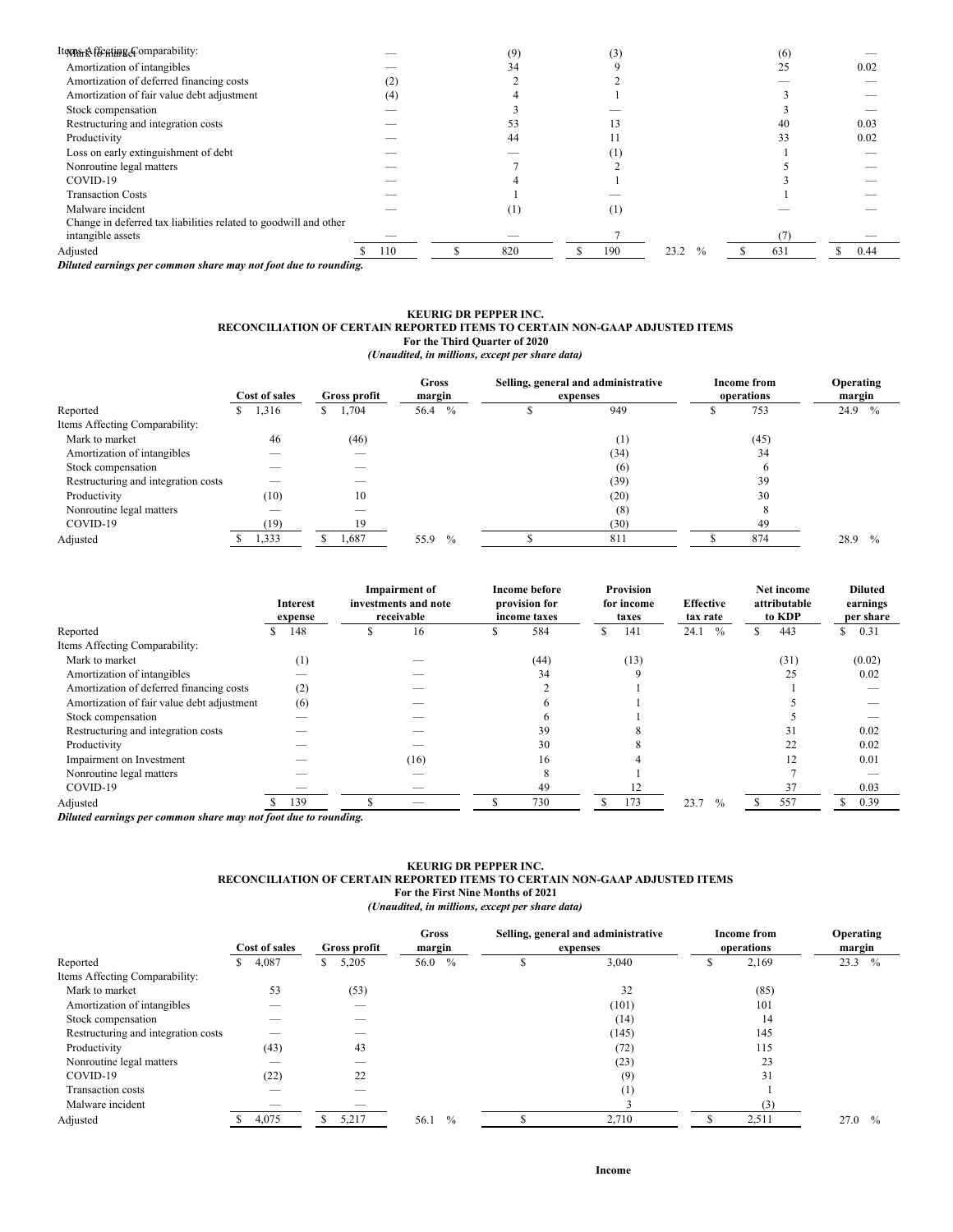| | | | | | | |
|---|---|---|---|---|---|---|
| Items Affecting Comparability: | | | | | | |
| Mark to market | — | (9) | (3) | | (6) | — |
| Amortization of intangibles | — | 34 | 9 | | 25 | 0.02 |
| Amortization of deferred financing costs | (2) | 2 | 2 | | — | — |
| Amortization of fair value debt adjustment | (4) | 4 | 1 | | 3 | — |
| Stock compensation | — | 3 | — | | 3 | — |
| Restructuring and integration costs | — | 53 | 13 | | 40 | 0.03 |
| Productivity | — | 44 | 11 | | 33 | 0.02 |
| Loss on early extinguishment of debt | — | — | (1) | | 1 | — |
| Nonroutine legal matters | — | 7 | 2 | | 5 | — |
| COVID-19 | — | 4 | 1 | | 3 | — |
| Transaction Costs | — | 1 | — | | 1 | — |
| Malware incident | — | (1) | (1) | | — | — |
| Change in deferred tax liabilities related to goodwill and other intangible assets | — | — | 7 | | (7) | — |
| Adjusted | $ 110 | $ 820 | $ 190 | 23.2 % | $ 631 | $ 0.44 |

***Diluted earnings per common share may not foot due to rounding.***

**KEURIG DR PEPPER INC.**
**RECONCILIATION OF CERTAIN REPORTED ITEMS TO CERTAIN NON-GAAP ADJUSTED ITEMS**
**For the Third Quarter of 2020**
***(Unaudited, in millions, except per share data)***

| | Cost of sales | Gross profit | Gross margin | Selling, general and administrative expenses | Income from operations | Operating margin |
|---|---|---|---|---|---|---|
| Reported | $ 1,316 | $ 1,704 | 56.4 % | $ 949 | $ 753 | 24.9 % |
| Items Affecting Comparability: | | | | | | |
| Mark to market | 46 | (46) | | (1) | (45) | |
| Amortization of intangibles | — | — | | (34) | 34 | |
| Stock compensation | — | — | | (6) | 6 | |
| Restructuring and integration costs | — | — | | (39) | 39 | |
| Productivity | (10) | 10 | | (20) | 30 | |
| Nonroutine legal matters | — | — | | (8) | 8 | |
| COVID-19 | (19) | 19 | | (30) | 49 | |
| Adjusted | $ 1,333 | $ 1,687 | 55.9 % | $ 811 | $ 874 | 28.9 % |

| | Interest expense | Impairment of investments and note receivable | Income before provision for income taxes | Provision for income taxes | Effective tax rate | Net income attributable to KDP | Diluted earnings per share |
|---|---|---|---|---|---|---|---|
| Reported | $ 148 | $ 16 | $ 584 | $ 141 | 24.1 % | $ 443 | $ 0.31 |
| Items Affecting Comparability: | | | | | | | |
| Mark to market | (1) | — | (44) | (13) | | (31) | (0.02) |
| Amortization of intangibles | — | — | 34 | 9 | | 25 | 0.02 |
| Amortization of deferred financing costs | (2) | — | 2 | 1 | | 1 | — |
| Amortization of fair value debt adjustment | (6) | — | 6 | 1 | | 5 | — |
| Stock compensation | — | — | 6 | 1 | | 5 | — |
| Restructuring and integration costs | — | — | 39 | 8 | | 31 | 0.02 |
| Productivity | — | — | 30 | 8 | | 22 | 0.02 |
| Impairment on Investment | — | (16) | 16 | 4 | | 12 | 0.01 |
| Nonroutine legal matters | — | — | 8 | 1 | | 7 | — |
| COVID-19 | — | — | 49 | 12 | | 37 | 0.03 |
| Adjusted | $ 139 | $ — | $ 730 | $ 173 | 23.7 % | $ 557 | $ 0.39 |

***Diluted earnings per common share may not foot due to rounding.***

**KEURIG DR PEPPER INC.**
**RECONCILIATION OF CERTAIN REPORTED ITEMS TO CERTAIN NON-GAAP ADJUSTED ITEMS**
**For the First Nine Months of 2021**
***(Unaudited, in millions, except per share data)***

| | Cost of sales | Gross profit | Gross margin | Selling, general and administrative expenses | Income from operations | Operating margin |
|---|---|---|---|---|---|---|
| Reported | $ 4,087 | $ 5,205 | 56.0 % | $ 3,040 | $ 2,169 | 23.3 % |
| Items Affecting Comparability: | | | | | | |
| Mark to market | 53 | (53) | | 32 | (85) | |
| Amortization of intangibles | — | — | | (101) | 101 | |
| Stock compensation | — | — | | (14) | 14 | |
| Restructuring and integration costs | — | — | | (145) | 145 | |
| Productivity | (43) | 43 | | (72) | 115 | |
| Nonroutine legal matters | — | — | | (23) | 23 | |
| COVID-19 | (22) | 22 | | (9) | 31 | |
| Transaction costs | — | — | | (1) | 1 | |
| Malware incident | — | — | | 3 | (3) | |
| Adjusted | $ 4,075 | $ 5,217 | 56.1 % | $ 2,710 | $ 2,511 | 27.0 % |

**Income**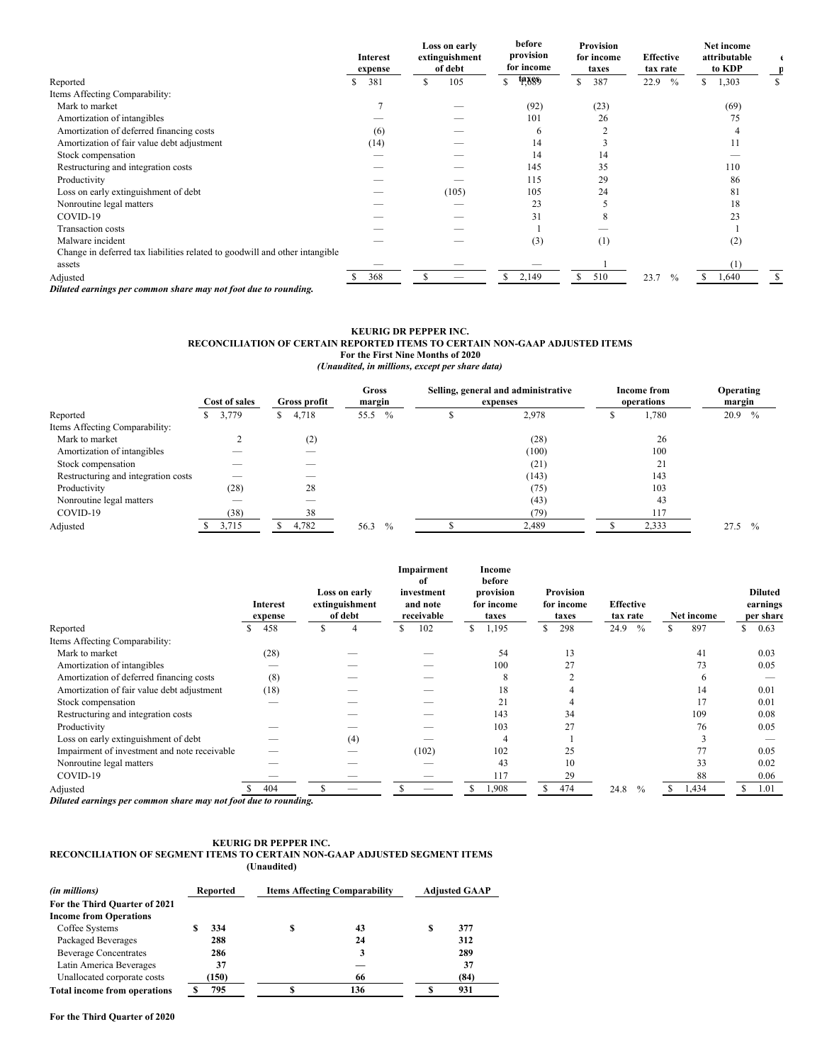| | Interest expense | Loss on early extinguishment of debt | before provision for income taxes | Provision for income taxes | Effective tax rate | Net income attributable to KDP | |
|---|---|---|---|---|---|---|---|
| Reported | $ 381 | $ 105 | $ 1,689 | $ 387 | 22.9 % | $ 1,303 | $ |
| Items Affecting Comparability: | | | | | | | |
| Mark to market | 7 | — | (92) | (23) | | (69) | |
| Amortization of intangibles | — | — | 101 | 26 | | 75 | |
| Amortization of deferred financing costs | (6) | — | 6 | 2 | | 4 | |
| Amortization of fair value debt adjustment | (14) | — | 14 | 3 | | 11 | |
| Stock compensation | — | — | 14 | 14 | | — | |
| Restructuring and integration costs | — | — | 145 | 35 | | 110 | |
| Productivity | — | — | 115 | 29 | | 86 | |
| Loss on early extinguishment of debt | — | (105) | 105 | 24 | | 81 | |
| Nonroutine legal matters | — | — | 23 | 5 | | 18 | |
| COVID-19 | — | — | 31 | 8 | | 23 | |
| Transaction costs | — | — | 1 | — | | 1 | |
| Malware incident | — | — | (3) | (1) | | (2) | |
| Change in deferred tax liabilities related to goodwill and other intangible assets | — | — | — | 1 | | (1) | |
| Adjusted | $ 368 | $ — | $ 2,149 | $ 510 | 23.7 % | $ 1,640 | $ |

***Diluted earnings per common share may not foot due to rounding.***

**KEURIG DR PEPPER INC.**
**RECONCILIATION OF CERTAIN REPORTED ITEMS TO CERTAIN NON-GAAP ADJUSTED ITEMS**
**For the First Nine Months of 2020**
***(Unaudited, in millions, except per share data)***

| | Cost of sales | Gross profit | Gross margin | Selling, general and administrative expenses | Income from operations | Operating margin |
|---|---|---|---|---|---|---|
| Reported | $ 3,779 | $ 4,718 | 55.5 % | $ 2,978 | $ 1,780 | 20.9 % |
| Items Affecting Comparability: | | | | | | |
| Mark to market | 2 | (2) | | (28) | 26 | |
| Amortization of intangibles | — | — | | (100) | 100 | |
| Stock compensation | — | — | | (21) | 21 | |
| Restructuring and integration costs | — | — | | (143) | 143 | |
| Productivity | (28) | 28 | | (75) | 103 | |
| Nonroutine legal matters | — | — | | (43) | 43 | |
| COVID-19 | (38) | 38 | | (79) | 117 | |
| Adjusted | $ 3,715 | $ 4,782 | 56.3 % | $ 2,489 | $ 2,333 | 27.5 % |

| | Interest expense | Loss on early extinguishment of debt | Impairment of investment and note receivable | Income before provision for income taxes | Provision for income taxes | Effective tax rate | Net income | Diluted earnings per share |
|---|---|---|---|---|---|---|---|---|
| Reported | $ 458 | $ 4 | $ 102 | $ 1,195 | $ 298 | 24.9 % | $ 897 | $ 0.63 |
| Items Affecting Comparability: | | | | | | | | |
| Mark to market | (28) | — | — | 54 | 13 | | 41 | 0.03 |
| Amortization of intangibles | — | — | — | 100 | 27 | | 73 | 0.05 |
| Amortization of deferred financing costs | (8) | — | — | 8 | 2 | | 6 | — |
| Amortization of fair value debt adjustment | (18) | — | — | 18 | 4 | | 14 | 0.01 |
| Stock compensation | — | — | — | 21 | 4 | | 17 | 0.01 |
| Restructuring and integration costs | — | — | — | 143 | 34 | | 109 | 0.08 |
| Productivity | — | — | — | 103 | 27 | | 76 | 0.05 |
| Loss on early extinguishment of debt | — | (4) | — | 4 | 1 | | 3 | — |
| Impairment of investment and note receivable | — | — | (102) | 102 | 25 | | 77 | 0.05 |
| Nonroutine legal matters | — | — | — | 43 | 10 | | 33 | 0.02 |
| COVID-19 | — | — | — | 117 | 29 | | 88 | 0.06 |
| Adjusted | $ 404 | $ — | $ — | $ 1,908 | $ 474 | 24.8 % | $ 1,434 | $ 1.01 |

***Diluted earnings per common share may not foot due to rounding.***

**KEURIG DR PEPPER INC.**
**RECONCILIATION OF SEGMENT ITEMS TO CERTAIN NON-GAAP ADJUSTED SEGMENT ITEMS**
**(Unaudited)**

| *(in millions)* | Reported | Items Affecting Comparability | Adjusted GAAP |
|---|---|---|---|
| **For the Third Quarter of 2021** | | | |
| **Income from Operations** | | | |
| Coffee Systems | **$ 334** | **$ 43** | **$ 377** |
| Packaged Beverages | **288** | **24** | **312** |
| Beverage Concentrates | **286** | **3** | **289** |
| Latin America Beverages | **37** | **—** | **37** |
| Unallocated corporate costs | **(150)** | **66** | **(84)** |
| **Total income from operations** | **$ 795** | **$ 136** | **$ 931** |

**For the Third Quarter of 2020**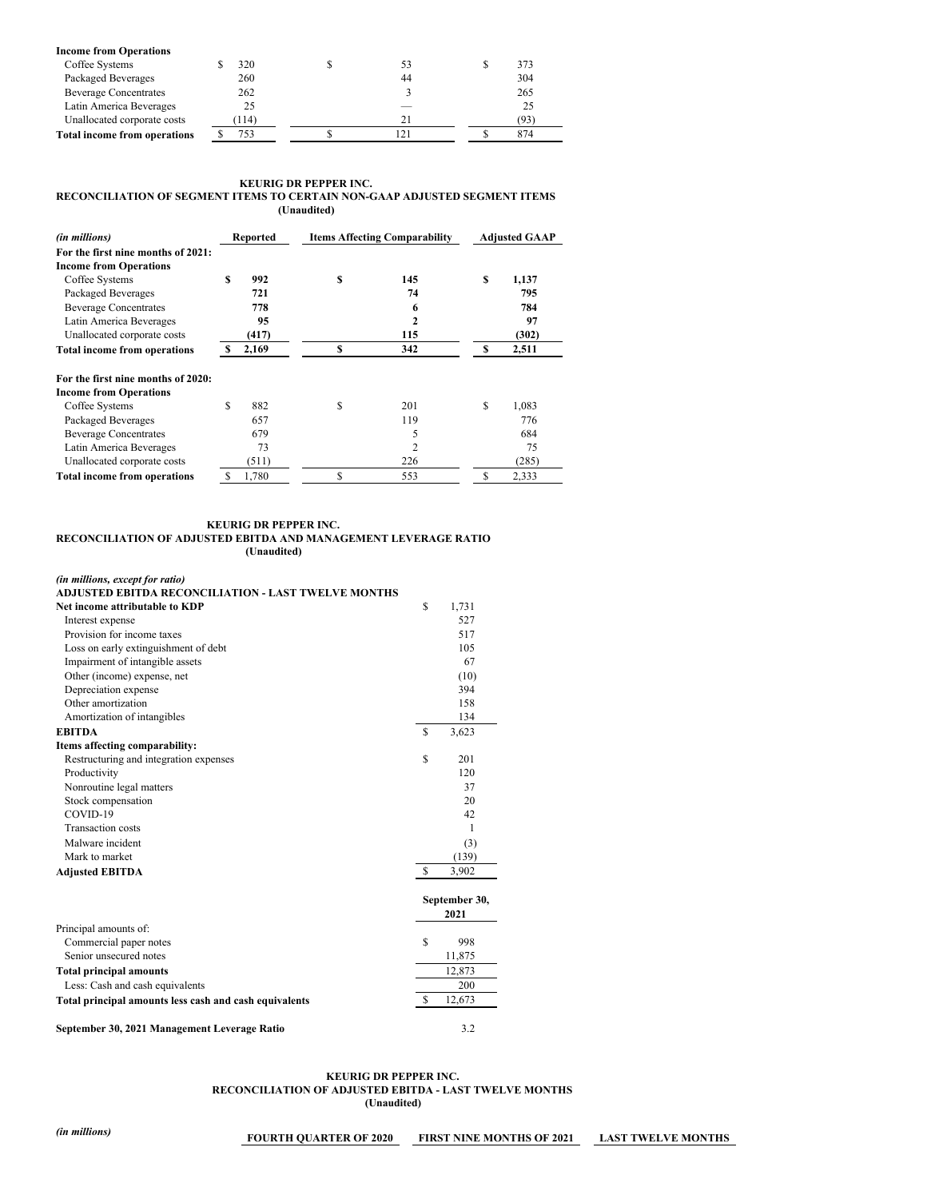| | | | |
|---|---|---|---|
| **Income from Operations** | | | |
| Coffee Systems | $ 320 | $ 53 | $ 373 |
| Packaged Beverages | 260 | 44 | 304 |
| Beverage Concentrates | 262 | 3 | 265 |
| Latin America Beverages | 25 | — | 25 |
| Unallocated corporate costs | (114) | 21 | (93) |
| **Total income from operations** | $ 753 | $ 121 | $ 874 |

**KEURIG DR PEPPER INC.**
**RECONCILIATION OF SEGMENT ITEMS TO CERTAIN NON-GAAP ADJUSTED SEGMENT ITEMS**
**(Unaudited)**

| *(in millions)* | Reported | Items Affecting Comparability | Adjusted GAAP |
|---|---|---|---|
| **For the first nine months of 2021:** | | | |
| **Income from Operations** | | | |
| Coffee Systems | **$ 992** | **$ 145** | **$ 1,137** |
| Packaged Beverages | **721** | **74** | **795** |
| Beverage Concentrates | **778** | **6** | **784** |
| Latin America Beverages | **95** | **2** | **97** |
| Unallocated corporate costs | **(417)** | **115** | **(302)** |
| **Total income from operations** | **$ 2,169** | **$ 342** | **$ 2,511** |
| | | | |
| **For the first nine months of 2020:** | | | |
| **Income from Operations** | | | |
| Coffee Systems | $ 882 | $ 201 | $ 1,083 |
| Packaged Beverages | 657 | 119 | 776 |
| Beverage Concentrates | 679 | 5 | 684 |
| Latin America Beverages | 73 | 2 | 75 |
| Unallocated corporate costs | (511) | 226 | (285) |
| **Total income from operations** | $ 1,780 | $ 553 | $ 2,333 |

**KEURIG DR PEPPER INC.**
**RECONCILIATION OF ADJUSTED EBITDA AND MANAGEMENT LEVERAGE RATIO**
**(Unaudited)**

| *(in millions, except for ratio)* | |
|---|---|
| **ADJUSTED EBITDA RECONCILIATION - LAST TWELVE MONTHS** | |
| **Net income attributable to KDP** | $ 1,731 |
| Interest expense | 527 |
| Provision for income taxes | 517 |
| Loss on early extinguishment of debt | 105 |
| Impairment of intangible assets | 67 |
| Other (income) expense, net | (10) |
| Depreciation expense | 394 |
| Other amortization | 158 |
| Amortization of intangibles | 134 |
| **EBITDA** | $ 3,623 |
| **Items affecting comparability:** | |
| Restructuring and integration expenses | $ 201 |
| Productivity | 120 |
| Nonroutine legal matters | 37 |
| Stock compensation | 20 |
| COVID-19 | 42 |
| Transaction costs | 1 |
| Malware incident | (3) |
| Mark to market | (139) |
| **Adjusted EBITDA** | $ 3,902 |

| | September 30, 2021 |
|---|---|
| Principal amounts of: | |
| Commercial paper notes | $ 998 |
| Senior unsecured notes | 11,875 |
| **Total principal amounts** | 12,873 |
| Less: Cash and cash equivalents | 200 |
| **Total principal amounts less cash and cash equivalents** | $ 12,673 |
| | |
| **September 30, 2021 Management Leverage Ratio** | 3.2 |

**KEURIG DR PEPPER INC.**
**RECONCILIATION OF ADJUSTED EBITDA - LAST TWELVE MONTHS**
**(Unaudited)**

| *(in millions)* | FOURTH QUARTER OF 2020 | FIRST NINE MONTHS OF 2021 | LAST TWELVE MONTHS |
|---|---|---|---|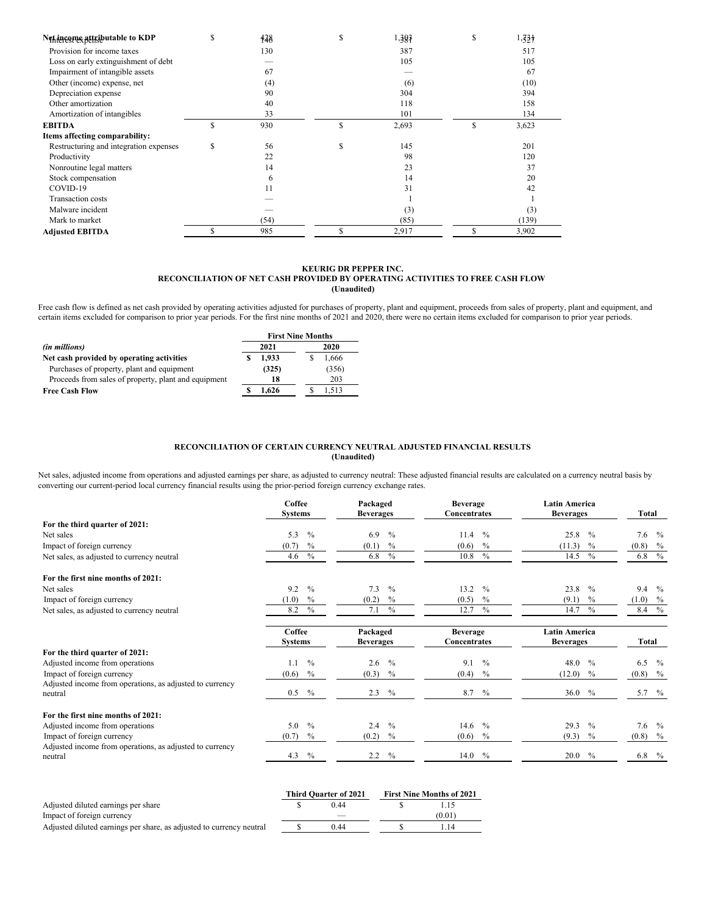| | | | |
|---|---|---|---|
| **Net income attributable to KDP** | $ 428 | $ 1,303 | $ 1,731 |
| Interest expense | 146 | 381 | 527 |
| Provision for income taxes | 130 | 387 | 517 |
| Loss on early extinguishment of debt | — | 105 | 105 |
| Impairment of intangible assets | 67 | — | 67 |
| Other (income) expense, net | (4) | (6) | (10) |
| Depreciation expense | 90 | 304 | 394 |
| Other amortization | 40 | 118 | 158 |
| Amortization of intangibles | 33 | 101 | 134 |
| **EBITDA** | $ 930 | $ 2,693 | $ 3,623 |
| **Items affecting comparability:** | | | |
| Restructuring and integration expenses | $ 56 | $ 145 | 201 |
| Productivity | 22 | 98 | 120 |
| Nonroutine legal matters | 14 | 23 | 37 |
| Stock compensation | 6 | 14 | 20 |
| COVID-19 | 11 | 31 | 42 |
| Transaction costs | — | 1 | 1 |
| Malware incident | — | (3) | (3) |
| Mark to market | (54) | (85) | (139) |
| **Adjusted EBITDA** | $ 985 | $ 2,917 | $ 3,902 |

**KEURIG DR PEPPER INC.**
**RECONCILIATION OF NET CASH PROVIDED BY OPERATING ACTIVITIES TO FREE CASH FLOW**
**(Unaudited)**

Free cash flow is defined as net cash provided by operating activities adjusted for purchases of property, plant and equipment, proceeds from sales of property, plant and equipment, and certain items excluded for comparison to prior year periods. For the first nine months of 2021 and 2020, there were no certain items excluded for comparison to prior year periods.

| | First Nine Months | |
|---|---|---|
| *(in millions)* | **2021** | **2020** |
| **Net cash provided by operating activities** | **$ 1,933** | $ 1,666 |
| Purchases of property, plant and equipment | **(325)** | (356) |
| Proceeds from sales of property, plant and equipment | **18** | 203 |
| **Free Cash Flow** | **$ 1,626** | $ 1,513 |

**RECONCILIATION OF CERTAIN CURRENCY NEUTRAL ADJUSTED FINANCIAL RESULTS**
**(Unaudited)**

Net sales, adjusted income from operations and adjusted earnings per share, as adjusted to currency neutral: These adjusted financial results are calculated on a currency neutral basis by converting our current-period local currency financial results using the prior-period foreign currency exchange rates.

| | Coffee Systems | Packaged Beverages | Beverage Concentrates | Latin America Beverages | Total |
|---|---|---|---|---|---|
| **For the third quarter of 2021:** | | | | | |
| Net sales | 5.3 % | 6.9 % | 11.4 % | 25.8 % | 7.6 % |
| Impact of foreign currency | (0.7) % | (0.1) % | (0.6) % | (11.3) % | (0.8) % |
| Net sales, as adjusted to currency neutral | 4.6 % | 6.8 % | 10.8 % | 14.5 % | 6.8 % |
| **For the first nine months of 2021:** | | | | | |
| Net sales | 9.2 % | 7.3 % | 13.2 % | 23.8 % | 9.4 % |
| Impact of foreign currency | (1.0) % | (0.2) % | (0.5) % | (9.1) % | (1.0) % |
| Net sales, as adjusted to currency neutral | 8.2 % | 7.1 % | 12.7 % | 14.7 % | 8.4 % |

| | Coffee Systems | Packaged Beverages | Beverage Concentrates | Latin America Beverages | Total |
|---|---|---|---|---|---|
| **For the third quarter of 2021:** | | | | | |
| Adjusted income from operations | 1.1 % | 2.6 % | 9.1 % | 48.0 % | 6.5 % |
| Impact of foreign currency | (0.6) % | (0.3) % | (0.4) % | (12.0) % | (0.8) % |
| Adjusted income from operations, as adjusted to currency neutral | 0.5 % | 2.3 % | 8.7 % | 36.0 % | 5.7 % |
| **For the first nine months of 2021:** | | | | | |
| Adjusted income from operations | 5.0 % | 2.4 % | 14.6 % | 29.3 % | 7.6 % |
| Impact of foreign currency | (0.7) % | (0.2) % | (0.6) % | (9.3) % | (0.8) % |
| Adjusted income from operations, as adjusted to currency neutral | 4.3 % | 2.2 % | 14.0 % | 20.0 % | 6.8 % |

| | Third Quarter of 2021 | First Nine Months of 2021 |
|---|---|---|
| Adjusted diluted earnings per share | $ 0.44 | $ 1.15 |
| Impact of foreign currency | — | (0.01) |
| Adjusted diluted earnings per share, as adjusted to currency neutral | $ 0.44 | $ 1.14 |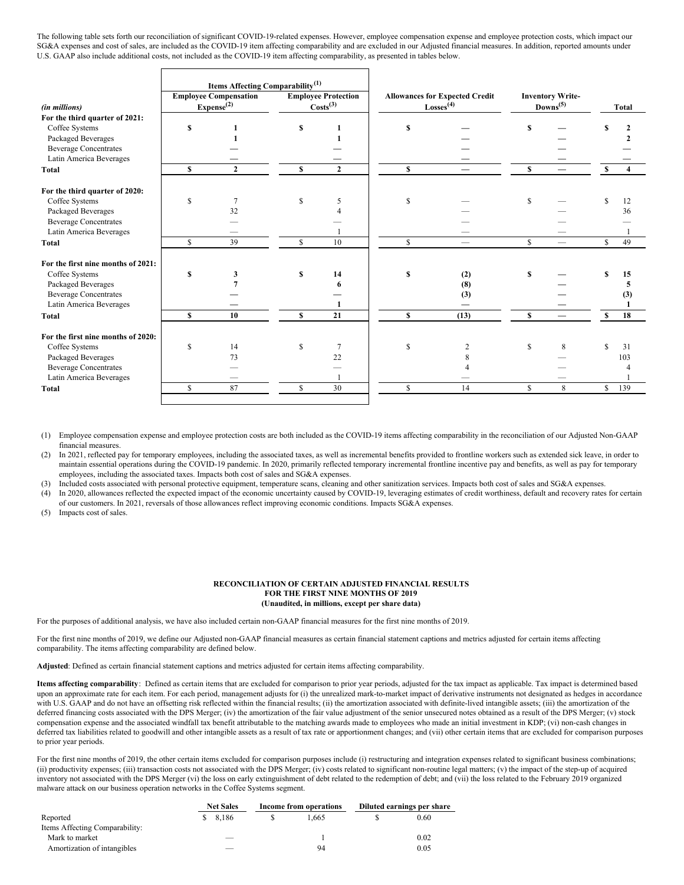The following table sets forth our reconciliation of significant COVID-19-related expenses. However, employee compensation expense and employee protection costs, which impact our SG&A expenses and cost of sales, are included as the COVID-19 item affecting comparability and are excluded in our Adjusted financial measures. In addition, reported amounts under U.S. GAAP also include additional costs, not included as the COVID-19 item affecting comparability, as presented in tables below.

| | Items Affecting Comparability[(1)] | | | | | |
|---|---|---|---|---|---|---|
| *(in millions)* | Employee Compensation Expense[(2)] | Employee Protection Costs[(3)] | Allowances for Expected Credit Losses[(4)] | Inventory Write-Downs[(5)] | Total |
| **For the third quarter of 2021:** | | | | | |
| Coffee Systems | **$ 1** | **$ 1** | **$ —** | **$ —** | **$ 2** |
| Packaged Beverages | **1** | **1** | **—** | **—** | **2** |
| Beverage Concentrates | **—** | **—** | **—** | **—** | **—** |
| Latin America Beverages | **—** | **—** | **—** | **—** | **—** |
| **Total** | **$ 2** | **$ 2** | **$ —** | **$ —** | **$ 4** |
| **For the third quarter of 2020:** | | | | | |
| Coffee Systems | $ 7 | $ 5 | $ — | $ — | $ 12 |
| Packaged Beverages | 32 | 4 | — | — | 36 |
| Beverage Concentrates | — | — | — | — | — |
| Latin America Beverages | — | 1 | — | — | 1 |
| **Total** | $ 39 | $ 10 | $ — | $ — | $ 49 |
| **For the first nine months of 2021:** | | | | | |
| Coffee Systems | **$ 3** | **$ 14** | **$ (2)** | **$ —** | **$ 15** |
| Packaged Beverages | **7** | **6** | **(8)** | **—** | **5** |
| Beverage Concentrates | **—** | **—** | **(3)** | **—** | **(3)** |
| Latin America Beverages | **—** | **1** | **—** | **—** | **1** |
| **Total** | **$ 10** | **$ 21** | **$ (13)** | **$ —** | **$ 18** |
| **For the first nine months of 2020:** | | | | | |
| Coffee Systems | $ 14 | $ 7 | $ 2 | $ 8 | $ 31 |
| Packaged Beverages | 73 | 22 | 8 | — | 103 |
| Beverage Concentrates | — | — | 4 | — | 4 |
| Latin America Beverages | — | 1 | — | — | 1 |
| **Total** | $ 87 | $ 30 | $ 14 | $ 8 | $ 139 |

(1) Employee compensation expense and employee protection costs are both included as the COVID-19 items affecting comparability in the reconciliation of our Adjusted Non-GAAP financial measures.

(2) In 2021, reflected pay for temporary employees, including the associated taxes, as well as incremental benefits provided to frontline workers such as extended sick leave, in order to maintain essential operations during the COVID-19 pandemic. In 2020, primarily reflected temporary incremental frontline incentive pay and benefits, as well as pay for temporary employees, including the associated taxes. Impacts both cost of sales and SG&A expenses.

(3) Included costs associated with personal protective equipment, temperature scans, cleaning and other sanitization services. Impacts both cost of sales and SG&A expenses.

(4) In 2020, allowances reflected the expected impact of the economic uncertainty caused by COVID-19, leveraging estimates of credit worthiness, default and recovery rates for certain of our customers. In 2021, reversals of those allowances reflect improving economic conditions. Impacts SG&A expenses.

(5) Impacts cost of sales.

## RECONCILIATION OF CERTAIN ADJUSTED FINANCIAL RESULTS FOR THE FIRST NINE MONTHS OF 2019
**(Unaudited, in millions, except per share data)**

For the purposes of additional analysis, we have also included certain non-GAAP financial measures for the first nine months of 2019.

For the first nine months of 2019, we define our Adjusted non-GAAP financial measures as certain financial statement captions and metrics adjusted for certain items affecting comparability. The items affecting comparability are defined below.

**Adjusted**: Defined as certain financial statement captions and metrics adjusted for certain items affecting comparability.

**Items affecting comparability**: Defined as certain items that are excluded for comparison to prior year periods, adjusted for the tax impact as applicable. Tax impact is determined based upon an approximate rate for each item. For each period, management adjusts for (i) the unrealized mark-to-market impact of derivative instruments not designated as hedges in accordance with U.S. GAAP and do not have an offsetting risk reflected within the financial results; (ii) the amortization associated with definite-lived intangible assets; (iii) the amortization of the deferred financing costs associated with the DPS Merger; (iv) the amortization of the fair value adjustment of the senior unsecured notes obtained as a result of the DPS Merger; (v) stock compensation expense and the associated windfall tax benefit attributable to the matching awards made to employees who made an initial investment in KDP; (vi) non-cash changes in deferred tax liabilities related to goodwill and other intangible assets as a result of tax rate or apportionment changes; and (vii) other certain items that are excluded for comparison purposes to prior year periods.

For the first nine months of 2019, the other certain items excluded for comparison purposes include (i) restructuring and integration expenses related to significant business combinations; (ii) productivity expenses; (iii) transaction costs not associated with the DPS Merger; (iv) costs related to significant non-routine legal matters; (v) the impact of the step-up of acquired inventory not associated with the DPS Merger (vi) the loss on early extinguishment of debt related to the redemption of debt; and (vii) the loss related to the February 2019 organized malware attack on our business operation networks in the Coffee Systems segment.

| | Net Sales | Income from operations | Diluted earnings per share |
|---|---|---|---|
| Reported | $ 8,186 | $ 1,665 | $ 0.60 |
| Items Affecting Comparability: | | | |
| Mark to market | — | 1 | 0.02 |
| Amortization of intangibles | — | 94 | 0.05 |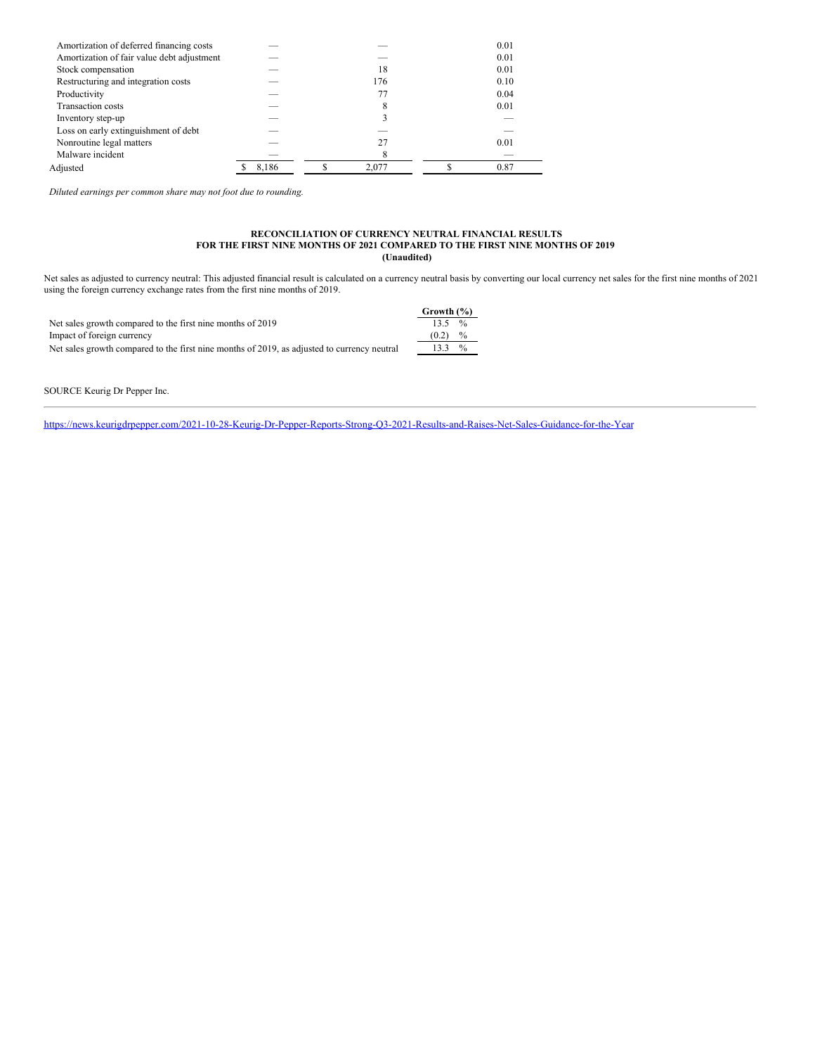| | | | |
|---|---|---|---|
| Amortization of deferred financing costs | — | — | 0.01 |
| Amortization of fair value debt adjustment | — | — | 0.01 |
| Stock compensation | — | 18 | 0.01 |
| Restructuring and integration costs | — | 176 | 0.10 |
| Productivity | — | 77 | 0.04 |
| Transaction costs | — | 8 | 0.01 |
| Inventory step-up | — | 3 | — |
| Loss on early extinguishment of debt | — | — | — |
| Nonroutine legal matters | — | 27 | 0.01 |
| Malware incident | — | 8 | — |
| Adjusted | $ 8,186 | $ 2,077 | $ 0.87 |

*Diluted earnings per common share may not foot due to rounding.*

**RECONCILIATION OF CURRENCY NEUTRAL FINANCIAL RESULTS**
**FOR THE FIRST NINE MONTHS OF 2021 COMPARED TO THE FIRST NINE MONTHS OF 2019**
**(Unaudited)**

Net sales as adjusted to currency neutral: This adjusted financial result is calculated on a currency neutral basis by converting our local currency net sales for the first nine months of 2021 using the foreign currency exchange rates from the first nine months of 2019.

| | Growth (%) |
|---|---|
| Net sales growth compared to the first nine months of 2019 | 13.5 % |
| Impact of foreign currency | (0.2) % |
| Net sales growth compared to the first nine months of 2019, as adjusted to currency neutral | 13.3 % |

SOURCE Keurig Dr Pepper Inc.

https://news.keurigdrpepper.com/2021-10-28-Keurig-Dr-Pepper-Reports-Strong-Q3-2021-Results-and-Raises-Net-Sales-Guidance-for-the-Year